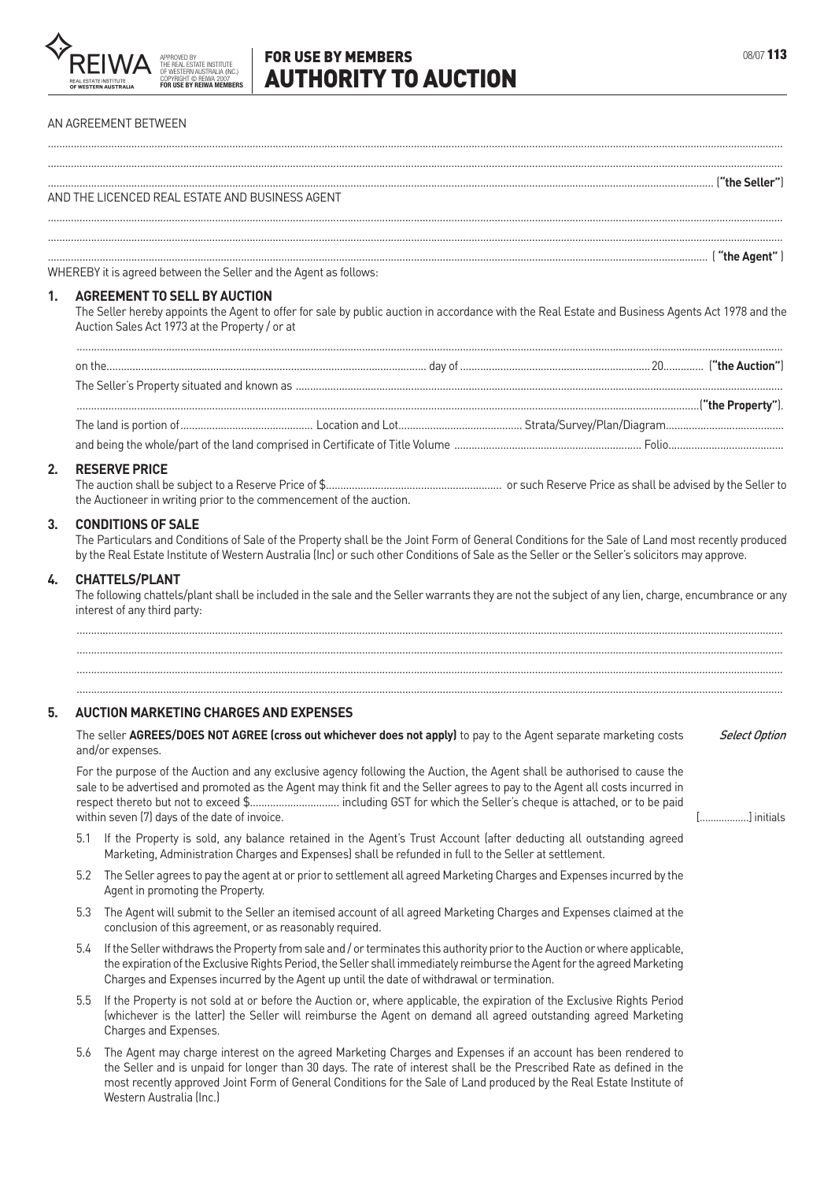REIWA — REAL ESTATE INSTITUTE OF WESTERN AUSTRALIA

APPROVED BY THE REAL ESTATE INSTITUTE OF WESTERN AUSTRALIA (INC.) COPYRIGHT © REIWA 2007 FOR USE BY REIWA MEMBERS

# FOR USE BY MEMBERS
# AUTHORITY TO AUCTION

08/07 **113**

AN AGREEMENT BETWEEN

..................................................................................................................................................................................................................

..................................................................................................................................................................................................................

.................................................................................................................................................................................................. (**"the Seller"**)

AND THE LICENCED REAL ESTATE AND BUSINESS AGENT

..................................................................................................................................................................................................................

..................................................................................................................................................................................................................

.................................................................................................................................................................................................. ( **"the Agent"** )

WHEREBY it is agreed between the Seller and the Agent as follows:

## 1. AGREEMENT TO SELL BY AUCTION

The Seller hereby appoints the Agent to offer for sale by public auction in accordance with the Real Estate and Business Agents Act 1978 and the Auction Sales Act 1973 at the Property / or at

..................................................................................................................................................................................................................

on the................................................................................................. day of .................................................................20............. (**"the Auction"**)

The Seller's Property situated and known as ..............................................................................................................................................................

..................................................................................................................................................................................................(**"the Property"**).

The land is portion of.............................................. Location and Lot........................................... Strata/Survey/Plan/Diagram.........................................

and being the whole/part of the land comprised in Certificate of Title Volume ................................................................ Folio........................................

## 2. RESERVE PRICE

The auction shall be subject to a Reserve Price of $............................................................ or such Reserve Price as shall be advised by the Seller to the Auctioneer in writing prior to the commencement of the auction.

## 3. CONDITIONS OF SALE

The Particulars and Conditions of Sale of the Property shall be the Joint Form of General Conditions for the Sale of Land most recently produced by the Real Estate Institute of Western Australia (Inc) or such other Conditions of Sale as the Seller or the Seller's solicitors may approve.

## 4. CHATTELS/PLANT

The following chattels/plant shall be included in the sale and the Seller warrants they are not the subject of any lien, charge, encumbrance or any interest of any third party:

..................................................................................................................................................................................................................

..................................................................................................................................................................................................................

..................................................................................................................................................................................................................

..................................................................................................................................................................................................................

## 5. AUCTION MARKETING CHARGES AND EXPENSES

The seller **AGREES/DOES NOT AGREE (cross out whichever does not apply)** to pay to the Agent separate marketing costs and/or expenses. *Select Option*

For the purpose of the Auction and any exclusive agency following the Auction, the Agent shall be authorised to cause the sale to be advertised and promoted as the Agent may think fit and the Seller agrees to pay to the Agent all costs incurred in respect thereto but not to exceed $.............................. including GST for which the Seller's cheque is attached, or to be paid within seven (7) days of the date of invoice. [.................] initials

5.1 If the Property is sold, any balance retained in the Agent's Trust Account (after deducting all outstanding agreed Marketing, Administration Charges and Expenses) shall be refunded in full to the Seller at settlement.

5.2 The Seller agrees to pay the agent at or prior to settlement all agreed Marketing Charges and Expenses incurred by the Agent in promoting the Property.

5.3 The Agent will submit to the Seller an itemised account of all agreed Marketing Charges and Expenses claimed at the conclusion of this agreement, or as reasonably required.

5.4 If the Seller withdraws the Property from sale and / or terminates this authority prior to the Auction or where applicable, the expiration of the Exclusive Rights Period, the Seller shall immediately reimburse the Agent for the agreed Marketing Charges and Expenses incurred by the Agent up until the date of withdrawal or termination.

5.5 If the Property is not sold at or before the Auction or, where applicable, the expiration of the Exclusive Rights Period (whichever is the latter) the Seller will reimburse the Agent on demand all agreed outstanding agreed Marketing Charges and Expenses.

5.6 The Agent may charge interest on the agreed Marketing Charges and Expenses if an account has been rendered to the Seller and is unpaid for longer than 30 days. The rate of interest shall be the Prescribed Rate as defined in the most recently approved Joint Form of General Conditions for the Sale of Land produced by the Real Estate Institute of Western Australia (Inc.)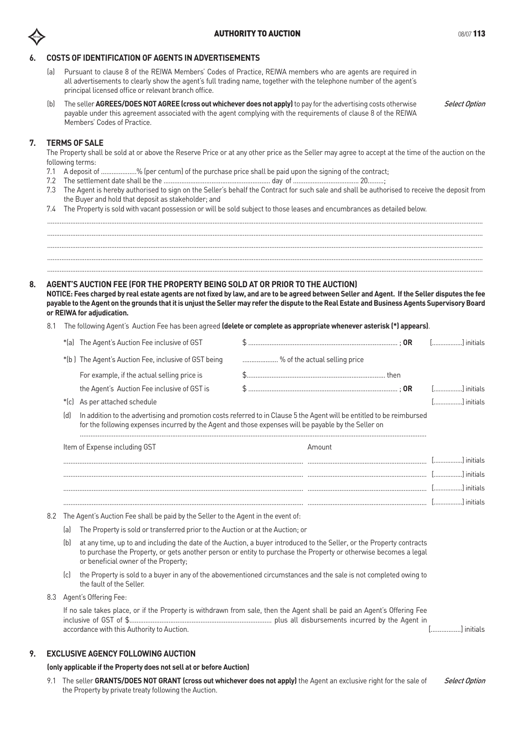## 6. COSTS OF IDENTIFICATION OF AGENTS IN ADVERTISEMENTS

(a) Pursuant to clause 8 of the REIWA Members' Codes of Practice, REIWA members who are agents are required in all advertisements to clearly show the agent's full trading name, together with the telephone number of the agent's principal licensed office or relevant branch office.

(b) The seller **AGREES/DOES NOT AGREE (cross out whichever does not apply)** to pay for the advertising costs otherwise payable under this agreement associated with the agent complying with the requirements of clause 8 of the REIWA Members' Codes of Practice. *Select Option*

## 7. TERMS OF SALE

The Property shall be sold at or above the Reserve Price or at any other price as the Seller may agree to accept at the time of the auction on the following terms:

7.1 A deposit of ...................% (per centum) of the purchase price shall be paid upon the signing of the contract;

7.2 The settlement date shall be the ........................................................... day of ..................................... 20.........;

7.3 The Agent is hereby authorised to sign on the Seller's behalf the Contract for such sale and shall be authorised to receive the deposit from the Buyer and hold that deposit as stakeholder; and

7.4 The Property is sold with vacant possession or will be sold subject to those leases and encumbrances as detailed below.

.....................................................................................................................................................................................................................

.....................................................................................................................................................................................................................

.....................................................................................................................................................................................................................

.....................................................................................................................................................................................................................

.....................................................................................................................................................................................................................

## 8. AGENT'S AUCTION FEE (FOR THE PROPERTY BEING SOLD AT OR PRIOR TO THE AUCTION)

**NOTICE: Fees charged by real estate agents are not fixed by law, and are to be agreed between Seller and Agent. If the Seller disputes the fee payable to the Agent on the grounds that it is unjust the Seller may refer the dispute to the Real Estate and Business Agents Supervisory Board or REIWA for adjudication.**

8.1 The following Agent's Auction Fee has been agreed **(delete or complete as appropriate whenever asterisk (*) appears)**.

*(a) The Agent's Auction Fee inclusive of GST $ ...................................................................................... ; **OR** [..................] initials

*(b ) The Agent's Auction Fee, inclusive of GST being .................... % of the actual selling price

For example, if the actual selling price is $............................................................................ then

the Agent's Auction Fee inclusive of GST is $ ...................................................................................... ; **OR** [.................] initials

*(c) As per attached schedule [.................] initials

(d) In addition to the advertising and promotion costs referred to in Clause 5 the Agent will be entitled to be reimbursed for the following expenses incurred by the Agent and those expenses will be payable by the Seller on

.....................................................................................................................................................................

| Item of Expense including GST | Amount | |
|---|---|---|
| ........................................................................................ | .................................................................. | [.................] initials |
| ........................................................................................ | .................................................................. | [.................] initials |
| ........................................................................................ | .................................................................. | [.................] initials |
| ........................................................................................ | .................................................................. | [.................] initials |

8.2 The Agent's Auction Fee shall be paid by the Seller to the Agent in the event of:

(a) The Property is sold or transferred prior to the Auction or at the Auction; or

(b) at any time, up to and including the date of the Auction, a buyer introduced to the Seller, or the Property contracts to purchase the Property, or gets another person or entity to purchase the Property or otherwise becomes a legal or beneficial owner of the Property;

(c) the Property is sold to a buyer in any of the abovementioned circumstances and the sale is not completed owing to the fault of the Seller.

8.3 Agent's Offering Fee:

If no sale takes place, or if the Property is withdrawn from sale, then the Agent shall be paid an Agent's Offering Fee inclusive of GST of $................................................................................ plus all disbursements incurred by the Agent in accordance with this Authority to Auction. [.................] initials

## 9. EXCLUSIVE AGENCY FOLLOWING AUCTION

**(only applicable if the Property does not sell at or before Auction)**

9.1 The seller **GRANTS/DOES NOT GRANT (cross out whichever does not apply)** the Agent an exclusive right for the sale of the Property by private treaty following the Auction. *Select Option*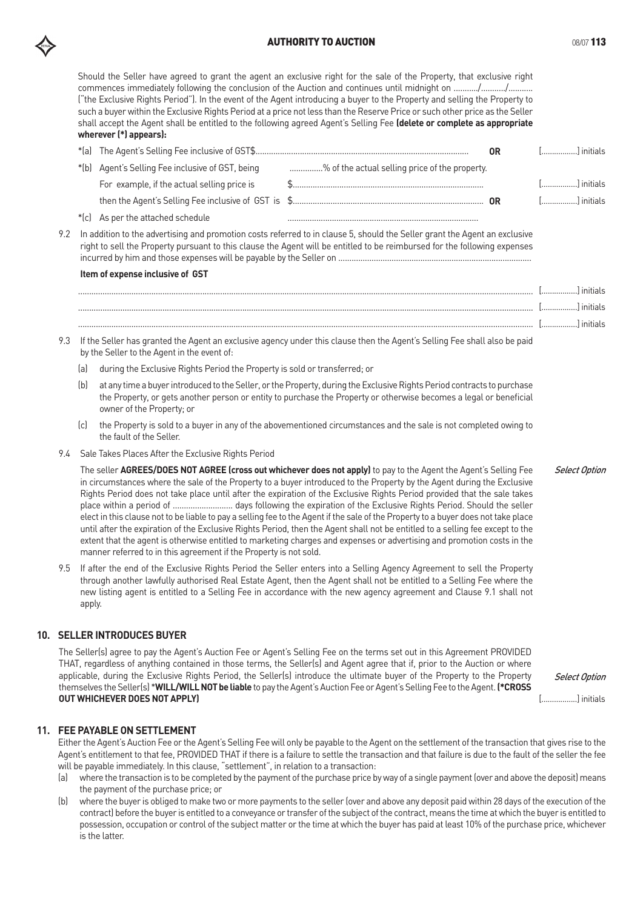Should the Seller have agreed to grant the agent an exclusive right for the sale of the Property, that exclusive right commences immediately following the conclusion of the Auction and continues until midnight on ........../........../.......... ("the Exclusive Rights Period"). In the event of the Agent introducing a buyer to the Property and selling the Property to such a buyer within the Exclusive Rights Period at a price not less than the Reserve Price or such other price as the Seller shall accept the Agent shall be entitled to the following agreed Agent's Selling Fee **(delete or complete as appropriate wherever (*) appears):**

*(a) The Agent's Selling Fee inclusive of GST$................................................................................................ **OR** [................] initials

*(b) Agent's Selling Fee inclusive of GST, being ..............% of the actual selling price of the property.

For example, if the actual selling price is $...................................................................................... [................] initials

then the Agent's Selling Fee inclusive of GST is $...................................................................................... **OR** [................] initials

*(c) As per the attached schedule ......................................................................................

9.2 In addition to the advertising and promotion costs referred to in clause 5, should the Seller grant the Agent an exclusive right to sell the Property pursuant to this clause the Agent will be entitled to be reimbursed for the following expenses incurred by him and those expenses will be payable by the Seller on ......................................................................................

**Item of expense inclusive of GST**

...................................................................................................................................................................................... [................] initials

...................................................................................................................................................................................... [................] initials

...................................................................................................................................................................................... [................] initials

9.3 If the Seller has granted the Agent an exclusive agency under this clause then the Agent's Selling Fee shall also be paid by the Seller to the Agent in the event of:

(a) during the Exclusive Rights Period the Property is sold or transferred; or

(b) at any time a buyer introduced to the Seller, or the Property, during the Exclusive Rights Period contracts to purchase the Property, or gets another person or entity to purchase the Property or otherwise becomes a legal or beneficial owner of the Property; or

(c) the Property is sold to a buyer in any of the abovementioned circumstances and the sale is not completed owing to the fault of the Seller.

9.4 Sale Takes Places After the Exclusive Rights Period

The seller **AGREES/DOES NOT AGREE (cross out whichever does not apply)** to pay to the Agent the Agent's Selling Fee in circumstances where the sale of the Property to a buyer introduced to the Property by the Agent during the Exclusive Rights Period does not take place until after the expiration of the Exclusive Rights Period provided that the sale takes place within a period of .......................... days following the expiration of the Exclusive Rights Period. Should the seller elect in this clause not to be liable to pay a selling fee to the Agent if the sale of the Property to a buyer does not take place until after the expiration of the Exclusive Rights Period, then the Agent shall not be entitled to a selling fee except to the extent that the agent is otherwise entitled to marketing charges and expenses or advertising and promotion costs in the manner referred to in this agreement if the Property is not sold. *Select Option*

9.5 If after the end of the Exclusive Rights Period the Seller enters into a Selling Agency Agreement to sell the Property through another lawfully authorised Real Estate Agent, then the Agent shall not be entitled to a Selling Fee where the new listing agent is entitled to a Selling Fee in accordance with the new agency agreement and Clause 9.1 shall not apply.

## 10. SELLER INTRODUCES BUYER

The Seller(s) agree to pay the Agent's Auction Fee or Agent's Selling Fee on the terms set out in this Agreement PROVIDED THAT, regardless of anything contained in those terms, the Seller(s) and Agent agree that if, prior to the Auction or where applicable, during the Exclusive Rights Period, the Seller(s) introduce the ultimate buyer of the Property to the Property themselves the Seller(s) ***WILL/WILL NOT be liable** to pay the Agent's Auction Fee or Agent's Selling Fee to the Agent. **(*CROSS OUT WHICHEVER DOES NOT APPLY)** *Select Option* [................] initials

## 11. FEE PAYABLE ON SETTLEMENT

Either the Agent's Auction Fee or the Agent's Selling Fee will only be payable to the Agent on the settlement of the transaction that gives rise to the Agent's entitlement to that fee, PROVIDED THAT if there is a failure to settle the transaction and that failure is due to the fault of the seller the fee will be payable immediately. In this clause, "settlement", in relation to a transaction:

(a) where the transaction is to be completed by the payment of the purchase price by way of a single payment (over and above the deposit) means the payment of the purchase price; or

(b) where the buyer is obliged to make two or more payments to the seller (over and above any deposit paid within 28 days of the execution of the contract) before the buyer is entitled to a conveyance or transfer of the subject of the contract, means the time at which the buyer is entitled to possession, occupation or control of the subject matter or the time at which the buyer has paid at least 10% of the purchase price, whichever is the latter.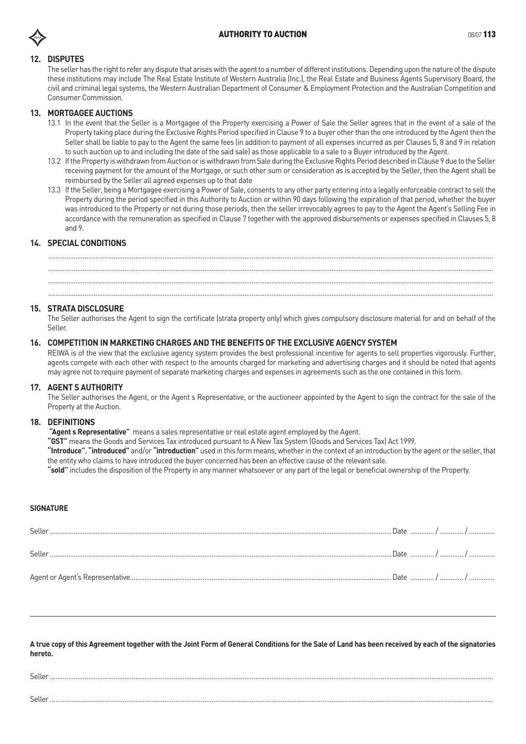## 12. DISPUTES

The seller has the right to refer any dispute that arises with the agent to a number of different institutions. Depending upon the nature of the dispute these institutions may include The Real Estate Institute of Western Australia (Inc.), the Real Estate and Business Agents Supervisory Board, the civil and criminal legal systems, the Western Australian Department of Consumer & Employment Protection and the Australian Competition and Consumer Commission.

## 13. MORTGAGEE AUCTIONS

13.1 In the event that the Seller is a Mortgagee of the Property exercising a Power of Sale the Seller agrees that in the event of a sale of the Property taking place during the Exclusive Rights Period specified in Clause 9 to a buyer other than the one introduced by the Agent then the Seller shall be liable to pay to the Agent the same fees (in addition to payment of all expenses incurred as per Clauses 5, 8 and 9 in relation to such auction up to and including the date of the said sale) as those applicable to a sale to a Buyer introduced by the Agent.

13.2 If the Property is withdrawn from Auction or is withdrawn from Sale during the Exclusive Rights Period described in Clause 9 due to the Seller receiving payment for the amount of the Mortgage, or such other sum or consideration as is accepted by the Seller, then the Agent shall be reimbursed by the Seller all agreed expenses up to that date

13.3 If the Seller, being a Mortgagee exercising a Power of Sale, consents to any other party entering into a legally enforceable contract to sell the Property during the period specified in this Authority to Auction or within 90 days following the expiration of that period, whether the buyer was introduced to the Property or not during those periods, then the seller irrevocably agrees to pay to the Agent the Agent's Selling Fee in accordance with the remuneration as specified in Clause 7 together with the approved disbursements or expenses specified in Clauses 5, 8 and 9.

## 14. SPECIAL CONDITIONS

..................................................................................................................................................................................................

..................................................................................................................................................................................................

..................................................................................................................................................................................................

..................................................................................................................................................................................................

## 15. STRATA DISCLOSURE

The Seller authorises the Agent to sign the certificate (strata property only) which gives compulsory disclosure material for and on behalf of the Seller.

## 16. COMPETITION IN MARKETING CHARGES AND THE BENEFITS OF THE EXCLUSIVE AGENCY SYSTEM

REIWA is of the view that the exclusive agency system provides the best professional incentive for agents to sell properties vigorously. Further, agents compete with each other with respect to the amounts charged for marketing and advertising charges and it should be noted that agents may agree not to require payment of separate marketing charges and expenses in agreements such as the one contained in this form.

## 17. AGENT S AUTHORITY

The Seller authorises the Agent, or the Agent s Representative, or the auctioneer appointed by the Agent to sign the contract for the sale of the Property at the Auction.

## 18. DEFINITIONS

**"Agent s Representative"** means a sales representative or real estate agent employed by the Agent.

**"GST"** means the Goods and Services Tax introduced pursuant to A New Tax System (Goods and Services Tax) Act 1999.

**"Introduce"**, **"introduced"** and/or **"introduction"** used in this form means, whether in the context of an introduction by the agent or the seller, that the entity who claims to have introduced the buyer concerned has been an effective cause of the relevant sale.

**"sold"** includes the disposition of the Property in any manner whatsoever or any part of the legal or beneficial ownership of the Property.

**SIGNATURE**

Seller .................................................................................................................................................. Date ............ / ............ / .............

Seller .................................................................................................................................................. Date ............ / ............ / .............

Agent or Agent's Representative.............................................................................................................. Date ............ / ............ / .............

---

**A true copy of this Agreement together with the Joint Form of General Conditions for the Sale of Land has been received by each of the signatories hereto.**

Seller ..................................................................................................................................................................................................

Seller ..................................................................................................................................................................................................